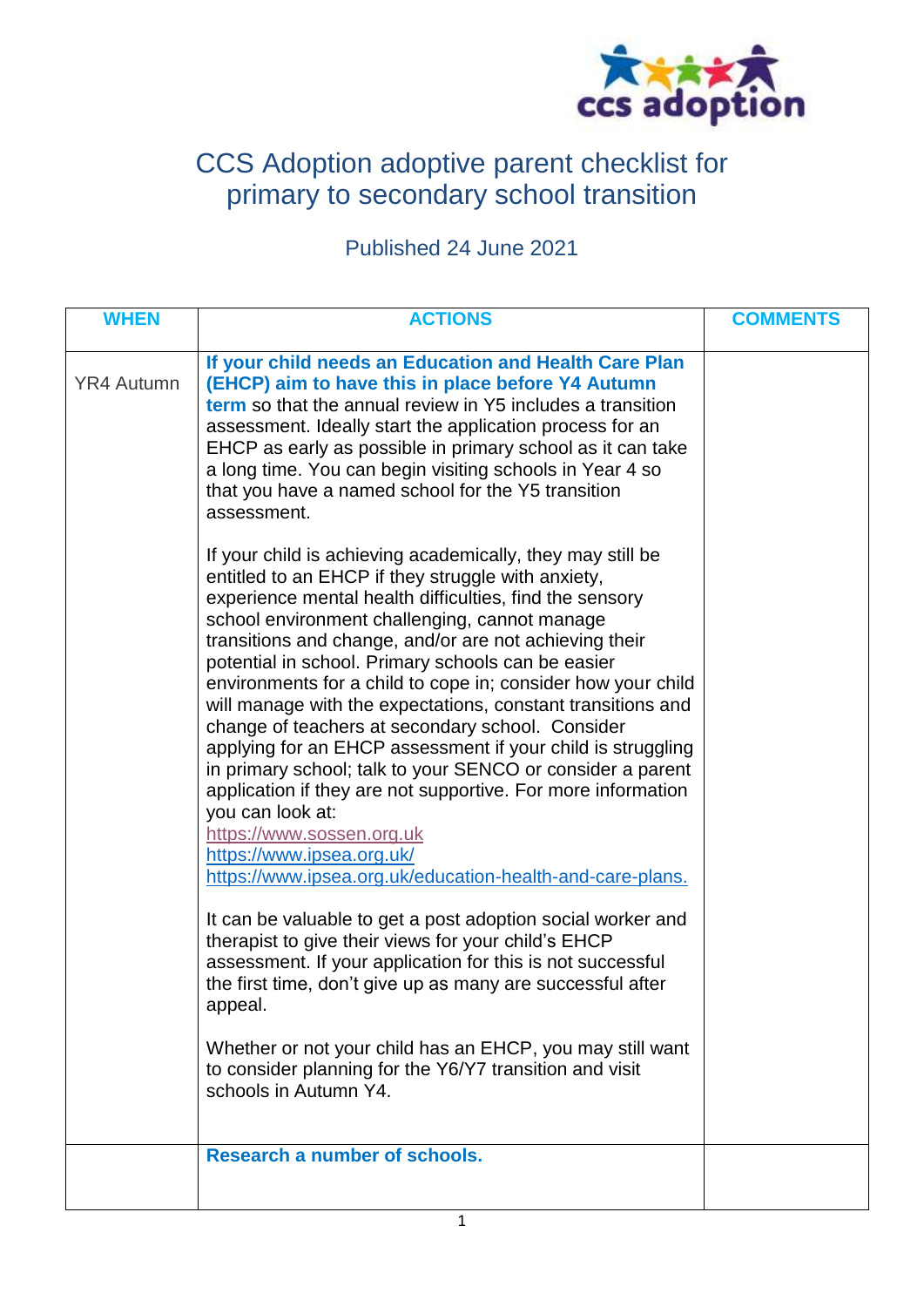# CCS Adoption adoptive parent checklist for primary to secondary school transition

Published 24 June 2021

| WHEN | ACTIONS | COMMENTS |
|---|---|---|
| YR4 Autumn | **If your child needs an Education and Health Care Plan (EHCP) aim to have this in place before Y4 Autumn term** so that the annual review in Y5 includes a transition assessment. Ideally start the application process for an EHCP as early as possible in primary school as it can take a long time. You can begin visiting schools in Year 4 so that you have a named school for the Y5 transition assessment.<br><br>If your child is achieving academically, they may still be entitled to an EHCP if they struggle with anxiety, experience mental health difficulties, find the sensory school environment challenging, cannot manage transitions and change, and/or are not achieving their potential in school. Primary schools can be easier environments for a child to cope in; consider how your child will manage with the expectations, constant transitions and change of teachers at secondary school. Consider applying for an EHCP assessment if your child is struggling in primary school; talk to your SENCO or consider a parent application if they are not supportive. For more information you can look at:<br>https://www.sossen.org.uk<br>https://www.ipsea.org.uk/<br>https://www.ipsea.org.uk/education-health-and-care-plans.<br><br>It can be valuable to get a post adoption social worker and therapist to give their views for your child's EHCP assessment. If your application for this is not successful the first time, don't give up as many are successful after appeal.<br><br>Whether or not your child has an EHCP, you may still want to consider planning for the Y6/Y7 transition and visit schools in Autumn Y4. | |
| | **Research a number of schools.** | |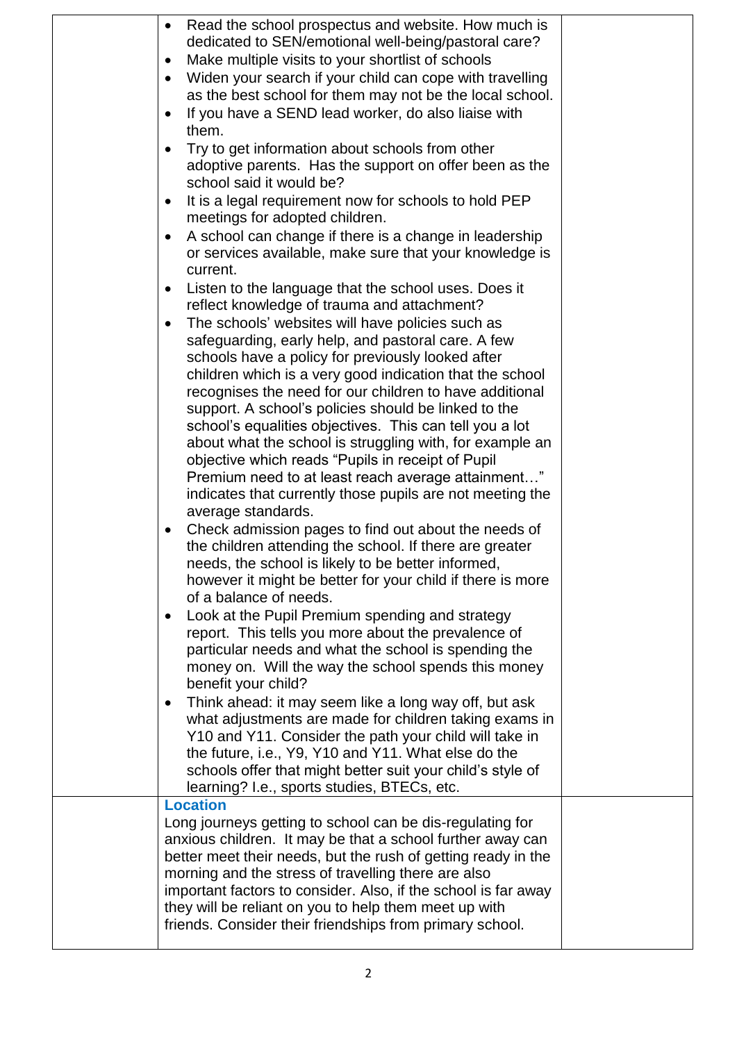| | Content | |
|---|---|---|
| | • Read the school prospectus and website. How much is dedicated to SEN/emotional well-being/pastoral care?<br>• Make multiple visits to your shortlist of schools<br>• Widen your search if your child can cope with travelling as the best school for them may not be the local school.<br>• If you have a SEND lead worker, do also liaise with them.<br>• Try to get information about schools from other adoptive parents. Has the support on offer been as the school said it would be?<br>• It is a legal requirement now for schools to hold PEP meetings for adopted children.<br>• A school can change if there is a change in leadership or services available, make sure that your knowledge is current.<br>• Listen to the language that the school uses. Does it reflect knowledge of trauma and attachment?<br>• The schools' websites will have policies such as safeguarding, early help, and pastoral care. A few schools have a policy for previously looked after children which is a very good indication that the school recognises the need for our children to have additional support. A school's policies should be linked to the school's equalities objectives. This can tell you a lot about what the school is struggling with, for example an objective which reads "Pupils in receipt of Pupil Premium need to at least reach average attainment…" indicates that currently those pupils are not meeting the average standards.<br>• Check admission pages to find out about the needs of the children attending the school. If there are greater needs, the school is likely to be better informed, however it might be better for your child if there is more of a balance of needs.<br>• Look at the Pupil Premium spending and strategy report. This tells you more about the prevalence of particular needs and what the school is spending the money on. Will the way the school spends this money benefit your child?<br>• Think ahead: it may seem like a long way off, but ask what adjustments are made for children taking exams in Y10 and Y11. Consider the path your child will take in the future, i.e., Y9, Y10 and Y11. What else do the schools offer that might better suit your child's style of learning? I.e., sports studies, BTECs, etc. | |
| | **Location**<br>Long journeys getting to school can be dis-regulating for anxious children. It may be that a school further away can better meet their needs, but the rush of getting ready in the morning and the stress of travelling there are also important factors to consider. Also, if the school is far away they will be reliant on you to help them meet up with friends. Consider their friendships from primary school. | |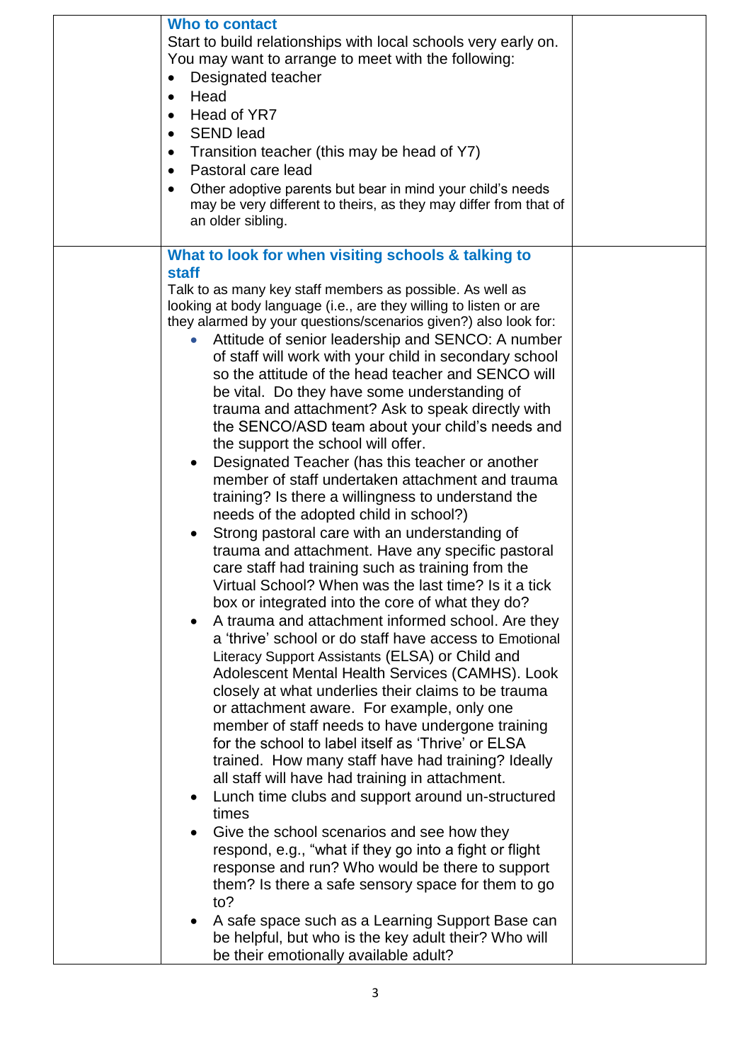### Who to contact

Start to build relationships with local schools very early on. You may want to arrange to meet with the following:

- Designated teacher
- Head
- Head of YR7
- SEND lead
- Transition teacher (this may be head of Y7)
- Pastoral care lead
- Other adoptive parents but bear in mind your child's needs may be very different to theirs, as they may differ from that of an older sibling.

### What to look for when visiting schools & talking to staff

Talk to as many key staff members as possible. As well as looking at body language (i.e., are they willing to listen or are they alarmed by your questions/scenarios given?) also look for:

- Attitude of senior leadership and SENCO: A number of staff will work with your child in secondary school so the attitude of the head teacher and SENCO will be vital. Do they have some understanding of trauma and attachment? Ask to speak directly with the SENCO/ASD team about your child's needs and the support the school will offer.
- Designated Teacher (has this teacher or another member of staff undertaken attachment and trauma training? Is there a willingness to understand the needs of the adopted child in school?)
- Strong pastoral care with an understanding of trauma and attachment. Have any specific pastoral care staff had training such as training from the Virtual School? When was the last time? Is it a tick box or integrated into the core of what they do?
- A trauma and attachment informed school. Are they a 'thrive' school or do staff have access to Emotional Literacy Support Assistants (ELSA) or Child and Adolescent Mental Health Services (CAMHS). Look closely at what underlies their claims to be trauma or attachment aware. For example, only one member of staff needs to have undergone training for the school to label itself as 'Thrive' or ELSA trained. How many staff have had training? Ideally all staff will have had training in attachment.
- Lunch time clubs and support around un-structured times
- Give the school scenarios and see how they respond, e.g., "what if they go into a fight or flight response and run? Who would be there to support them? Is there a safe sensory space for them to go to?
- A safe space such as a Learning Support Base can be helpful, but who is the key adult their? Who will be their emotionally available adult?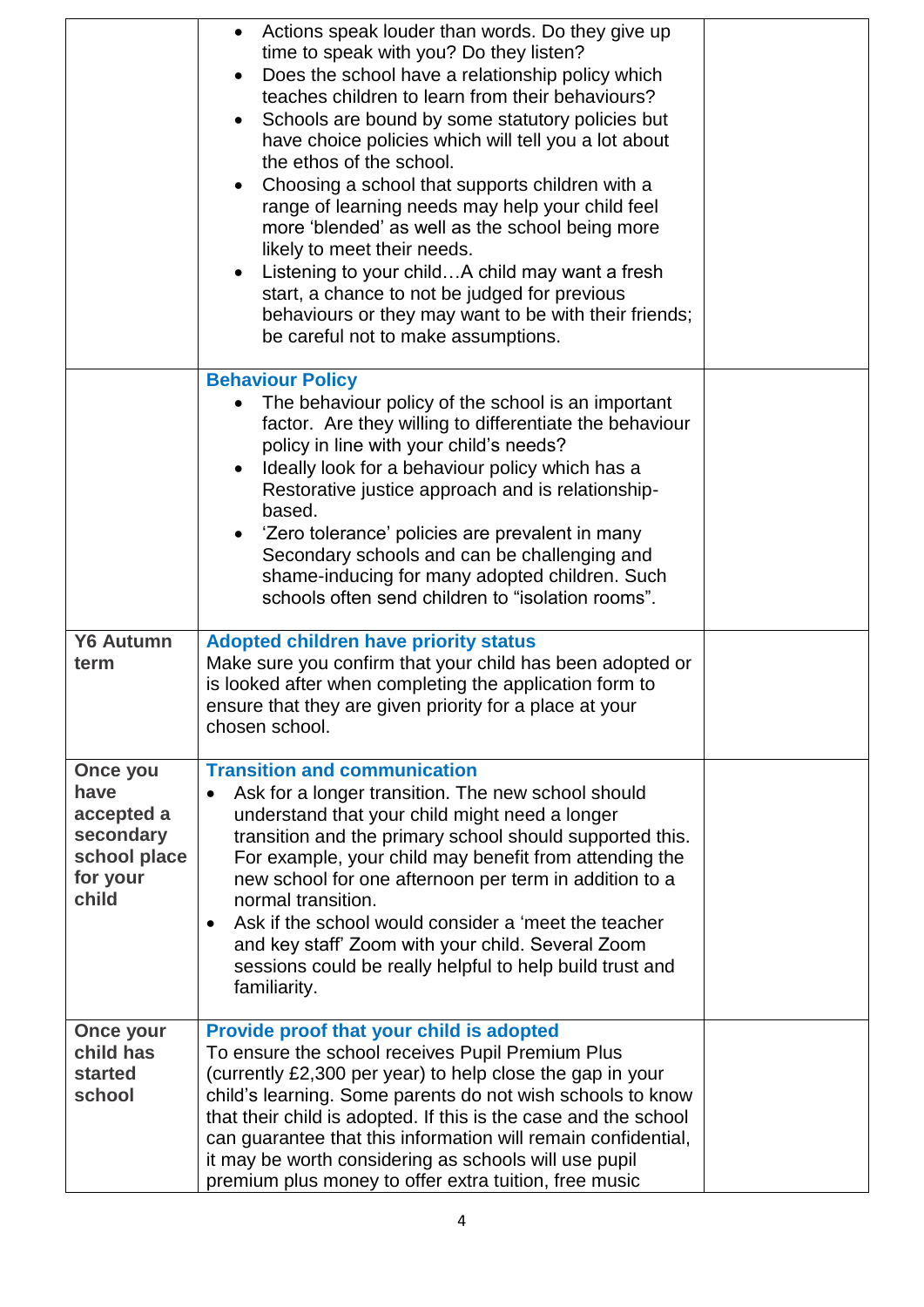| | | |
|---|---|---|
| | • Actions speak louder than words. Do they give up time to speak with you? Do they listen?<br>• Does the school have a relationship policy which teaches children to learn from their behaviours?<br>• Schools are bound by some statutory policies but have choice policies which will tell you a lot about the ethos of the school.<br>• Choosing a school that supports children with a range of learning needs may help your child feel more 'blended' as well as the school being more likely to meet their needs.<br>• Listening to your child…A child may want a fresh start, a chance to not be judged for previous behaviours or they may want to be with their friends; be careful not to make assumptions. | |
| | **Behaviour Policy**<br>• The behaviour policy of the school is an important factor. Are they willing to differentiate the behaviour policy in line with your child's needs?<br>• Ideally look for a behaviour policy which has a Restorative justice approach and is relationship-based.<br>• 'Zero tolerance' policies are prevalent in many Secondary schools and can be challenging and shame-inducing for many adopted children. Such schools often send children to "isolation rooms". | |
| **Y6 Autumn term** | **Adopted children have priority status**<br>Make sure you confirm that your child has been adopted or is looked after when completing the application form to ensure that they are given priority for a place at your chosen school. | |
| **Once you have accepted a secondary school place for your child** | **Transition and communication**<br>• Ask for a longer transition. The new school should understand that your child might need a longer transition and the primary school should supported this. For example, your child may benefit from attending the new school for one afternoon per term in addition to a normal transition.<br>• Ask if the school would consider a 'meet the teacher and key staff' Zoom with your child. Several Zoom sessions could be really helpful to help build trust and familiarity. | |
| **Once your child has started school** | **Provide proof that your child is adopted**<br>To ensure the school receives Pupil Premium Plus (currently £2,300 per year) to help close the gap in your child's learning. Some parents do not wish schools to know that their child is adopted. If this is the case and the school can guarantee that this information will remain confidential, it may be worth considering as schools will use pupil premium plus money to offer extra tuition, free music | |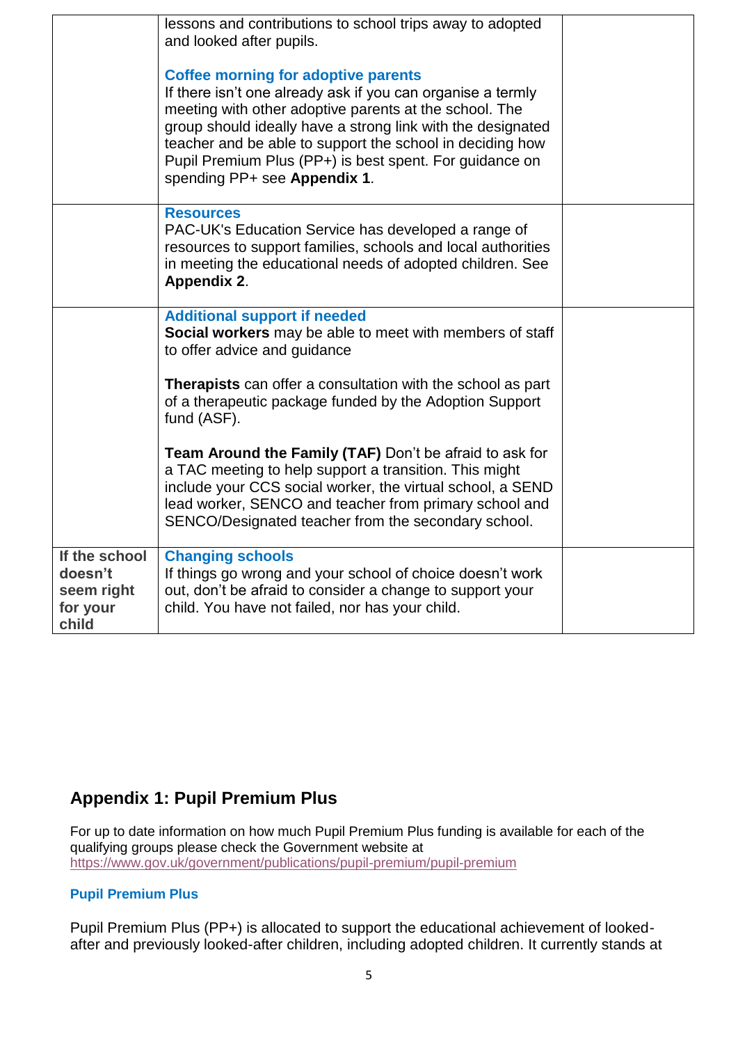| | | |
|---|---|---|
| | lessons and contributions to school trips away to adopted and looked after pupils.<br><br>**Coffee morning for adoptive parents**<br>If there isn't one already ask if you can organise a termly meeting with other adoptive parents at the school. The group should ideally have a strong link with the designated teacher and be able to support the school in deciding how Pupil Premium Plus (PP+) is best spent. For guidance on spending PP+ see **Appendix 1**. | |
| | **Resources**<br>PAC-UK's Education Service has developed a range of resources to support families, schools and local authorities in meeting the educational needs of adopted children. See **Appendix 2**. | |
| | **Additional support if needed**<br>**Social workers** may be able to meet with members of staff to offer advice and guidance<br><br>**Therapists** can offer a consultation with the school as part of a therapeutic package funded by the Adoption Support fund (ASF).<br><br>**Team Around the Family (TAF)** Don't be afraid to ask for a TAC meeting to help support a transition. This might include your CCS social worker, the virtual school, a SEND lead worker, SENCO and teacher from primary school and SENCO/Designated teacher from the secondary school. | |
| **If the school doesn't seem right for your child** | **Changing schools**<br>If things go wrong and your school of choice doesn't work out, don't be afraid to consider a change to support your child. You have not failed, nor has your child. | |

## Appendix 1: Pupil Premium Plus

For up to date information on how much Pupil Premium Plus funding is available for each of the qualifying groups please check the Government website at https://www.gov.uk/government/publications/pupil-premium/pupil-premium

### Pupil Premium Plus

Pupil Premium Plus (PP+) is allocated to support the educational achievement of looked-after and previously looked-after children, including adopted children. It currently stands at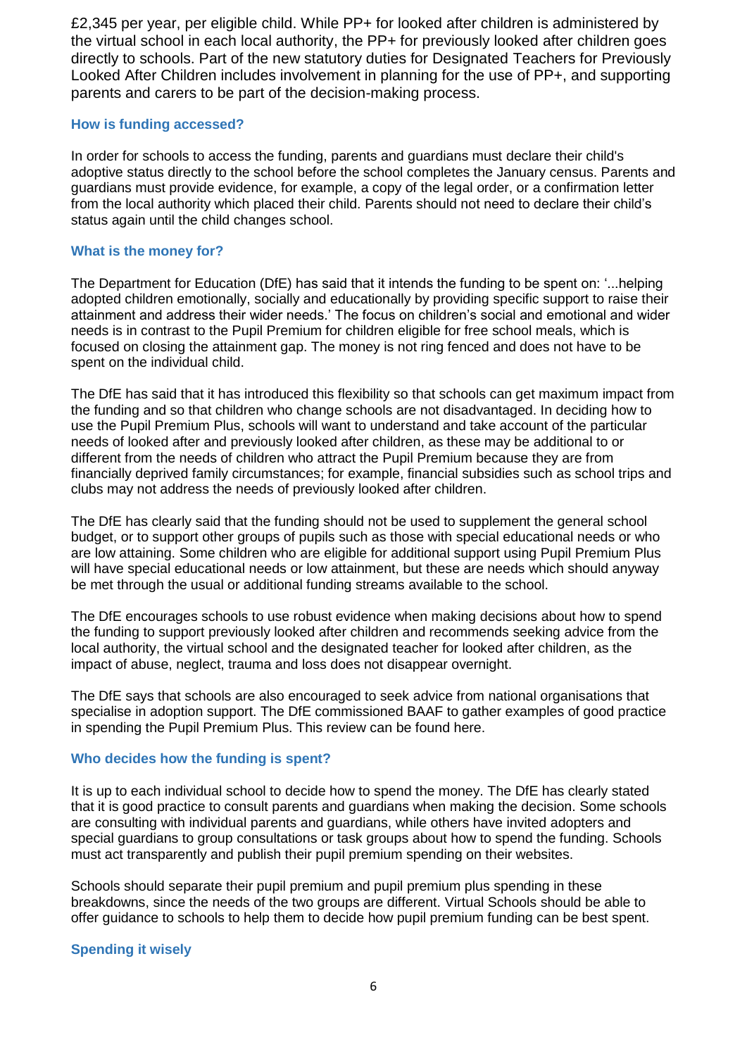£2,345 per year, per eligible child. While PP+ for looked after children is administered by the virtual school in each local authority, the PP+ for previously looked after children goes directly to schools. Part of the new statutory duties for Designated Teachers for Previously Looked After Children includes involvement in planning for the use of PP+, and supporting parents and carers to be part of the decision-making process.

### How is funding accessed?

In order for schools to access the funding, parents and guardians must declare their child's adoptive status directly to the school before the school completes the January census. Parents and guardians must provide evidence, for example, a copy of the legal order, or a confirmation letter from the local authority which placed their child. Parents should not need to declare their child's status again until the child changes school.

### What is the money for?

The Department for Education (DfE) has said that it intends the funding to be spent on: '...helping adopted children emotionally, socially and educationally by providing specific support to raise their attainment and address their wider needs.' The focus on children's social and emotional and wider needs is in contrast to the Pupil Premium for children eligible for free school meals, which is focused on closing the attainment gap. The money is not ring fenced and does not have to be spent on the individual child.

The DfE has said that it has introduced this flexibility so that schools can get maximum impact from the funding and so that children who change schools are not disadvantaged. In deciding how to use the Pupil Premium Plus, schools will want to understand and take account of the particular needs of looked after and previously looked after children, as these may be additional to or different from the needs of children who attract the Pupil Premium because they are from financially deprived family circumstances; for example, financial subsidies such as school trips and clubs may not address the needs of previously looked after children.

The DfE has clearly said that the funding should not be used to supplement the general school budget, or to support other groups of pupils such as those with special educational needs or who are low attaining. Some children who are eligible for additional support using Pupil Premium Plus will have special educational needs or low attainment, but these are needs which should anyway be met through the usual or additional funding streams available to the school.

The DfE encourages schools to use robust evidence when making decisions about how to spend the funding to support previously looked after children and recommends seeking advice from the local authority, the virtual school and the designated teacher for looked after children, as the impact of abuse, neglect, trauma and loss does not disappear overnight.

The DfE says that schools are also encouraged to seek advice from national organisations that specialise in adoption support. The DfE commissioned BAAF to gather examples of good practice in spending the Pupil Premium Plus. This review can be found here.

### Who decides how the funding is spent?

It is up to each individual school to decide how to spend the money. The DfE has clearly stated that it is good practice to consult parents and guardians when making the decision. Some schools are consulting with individual parents and guardians, while others have invited adopters and special guardians to group consultations or task groups about how to spend the funding. Schools must act transparently and publish their pupil premium spending on their websites.

Schools should separate their pupil premium and pupil premium plus spending in these breakdowns, since the needs of the two groups are different. Virtual Schools should be able to offer guidance to schools to help them to decide how pupil premium funding can be best spent.

### Spending it wisely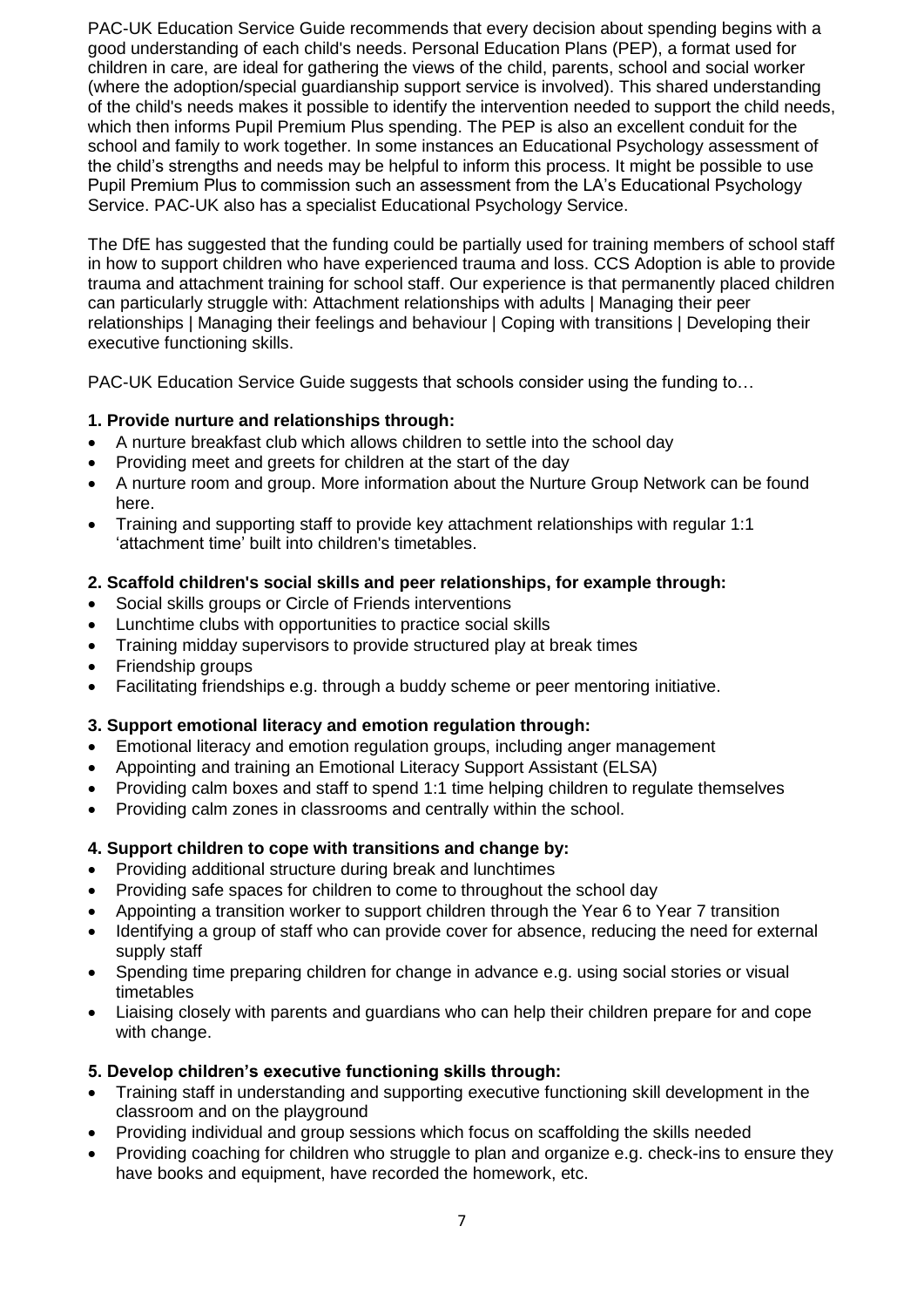PAC-UK Education Service Guide recommends that every decision about spending begins with a good understanding of each child's needs. Personal Education Plans (PEP), a format used for children in care, are ideal for gathering the views of the child, parents, school and social worker (where the adoption/special guardianship support service is involved). This shared understanding of the child's needs makes it possible to identify the intervention needed to support the child needs, which then informs Pupil Premium Plus spending. The PEP is also an excellent conduit for the school and family to work together. In some instances an Educational Psychology assessment of the child's strengths and needs may be helpful to inform this process. It might be possible to use Pupil Premium Plus to commission such an assessment from the LA's Educational Psychology Service. PAC-UK also has a specialist Educational Psychology Service.

The DfE has suggested that the funding could be partially used for training members of school staff in how to support children who have experienced trauma and loss. CCS Adoption is able to provide trauma and attachment training for school staff. Our experience is that permanently placed children can particularly struggle with: Attachment relationships with adults | Managing their peer relationships | Managing their feelings and behaviour | Coping with transitions | Developing their executive functioning skills.

PAC-UK Education Service Guide suggests that schools consider using the funding to…

**1. Provide nurture and relationships through:**

- A nurture breakfast club which allows children to settle into the school day
- Providing meet and greets for children at the start of the day
- A nurture room and group. More information about the Nurture Group Network can be found here.
- Training and supporting staff to provide key attachment relationships with regular 1:1 'attachment time' built into children's timetables.

**2. Scaffold children's social skills and peer relationships, for example through:**

- Social skills groups or Circle of Friends interventions
- Lunchtime clubs with opportunities to practice social skills
- Training midday supervisors to provide structured play at break times
- Friendship groups
- Facilitating friendships e.g. through a buddy scheme or peer mentoring initiative.

**3. Support emotional literacy and emotion regulation through:**

- Emotional literacy and emotion regulation groups, including anger management
- Appointing and training an Emotional Literacy Support Assistant (ELSA)
- Providing calm boxes and staff to spend 1:1 time helping children to regulate themselves
- Providing calm zones in classrooms and centrally within the school.

**4. Support children to cope with transitions and change by:**

- Providing additional structure during break and lunchtimes
- Providing safe spaces for children to come to throughout the school day
- Appointing a transition worker to support children through the Year 6 to Year 7 transition
- Identifying a group of staff who can provide cover for absence, reducing the need for external supply staff
- Spending time preparing children for change in advance e.g. using social stories or visual timetables
- Liaising closely with parents and guardians who can help their children prepare for and cope with change.

**5. Develop children's executive functioning skills through:**

- Training staff in understanding and supporting executive functioning skill development in the classroom and on the playground
- Providing individual and group sessions which focus on scaffolding the skills needed
- Providing coaching for children who struggle to plan and organize e.g. check-ins to ensure they have books and equipment, have recorded the homework, etc.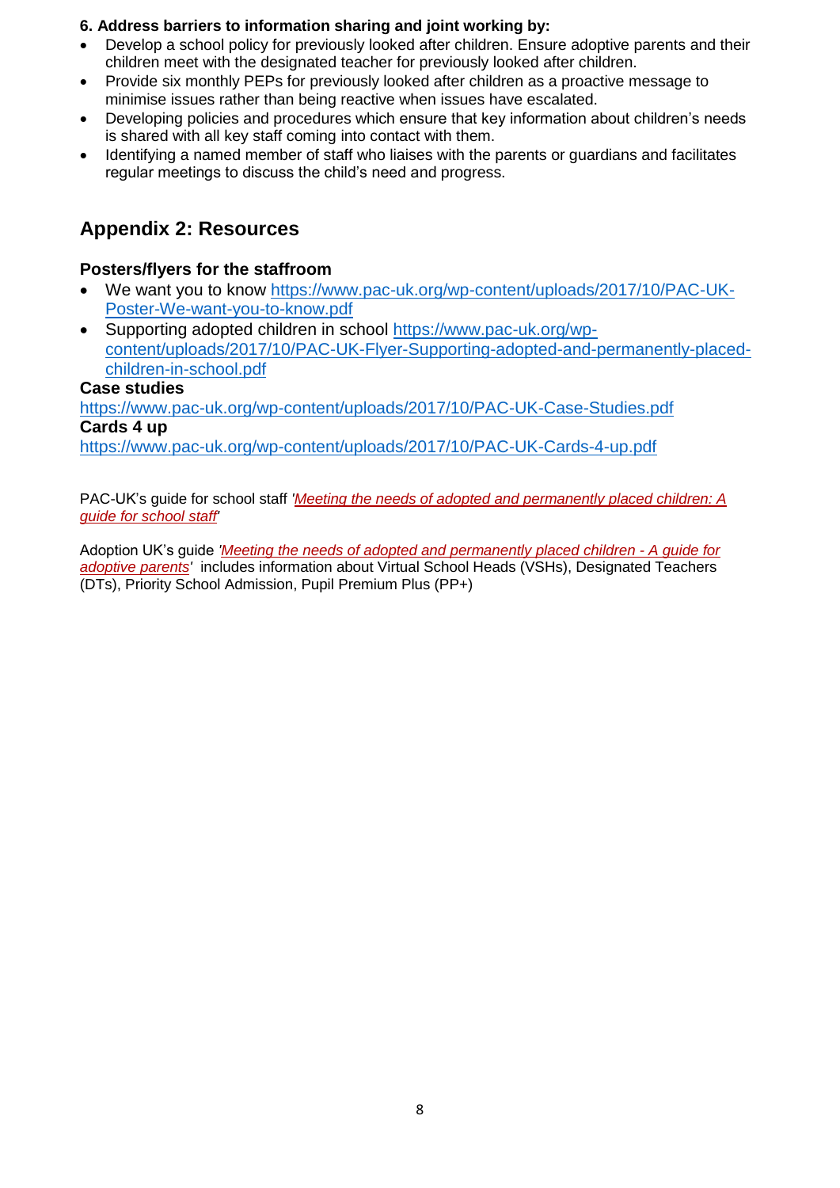**6. Address barriers to information sharing and joint working by:**

- Develop a school policy for previously looked after children. Ensure adoptive parents and their children meet with the designated teacher for previously looked after children.
- Provide six monthly PEPs for previously looked after children as a proactive message to minimise issues rather than being reactive when issues have escalated.
- Developing policies and procedures which ensure that key information about children's needs is shared with all key staff coming into contact with them.
- Identifying a named member of staff who liaises with the parents or guardians and facilitates regular meetings to discuss the child's need and progress.

## Appendix 2: Resources

### Posters/flyers for the staffroom

- We want you to know https://www.pac-uk.org/wp-content/uploads/2017/10/PAC-UK-Poster-We-want-you-to-know.pdf
- Supporting adopted children in school https://www.pac-uk.org/wp-content/uploads/2017/10/PAC-UK-Flyer-Supporting-adopted-and-permanently-placed-children-in-school.pdf

**Case studies**

https://www.pac-uk.org/wp-content/uploads/2017/10/PAC-UK-Case-Studies.pdf

**Cards 4 up**

https://www.pac-uk.org/wp-content/uploads/2017/10/PAC-UK-Cards-4-up.pdf

PAC-UK's guide for school staff *'Meeting the needs of adopted and permanently placed children: A guide for school staff'*

Adoption UK's guide *'Meeting the needs of adopted and permanently placed children - A guide for adoptive parents'* includes information about Virtual School Heads (VSHs), Designated Teachers (DTs), Priority School Admission, Pupil Premium Plus (PP+)